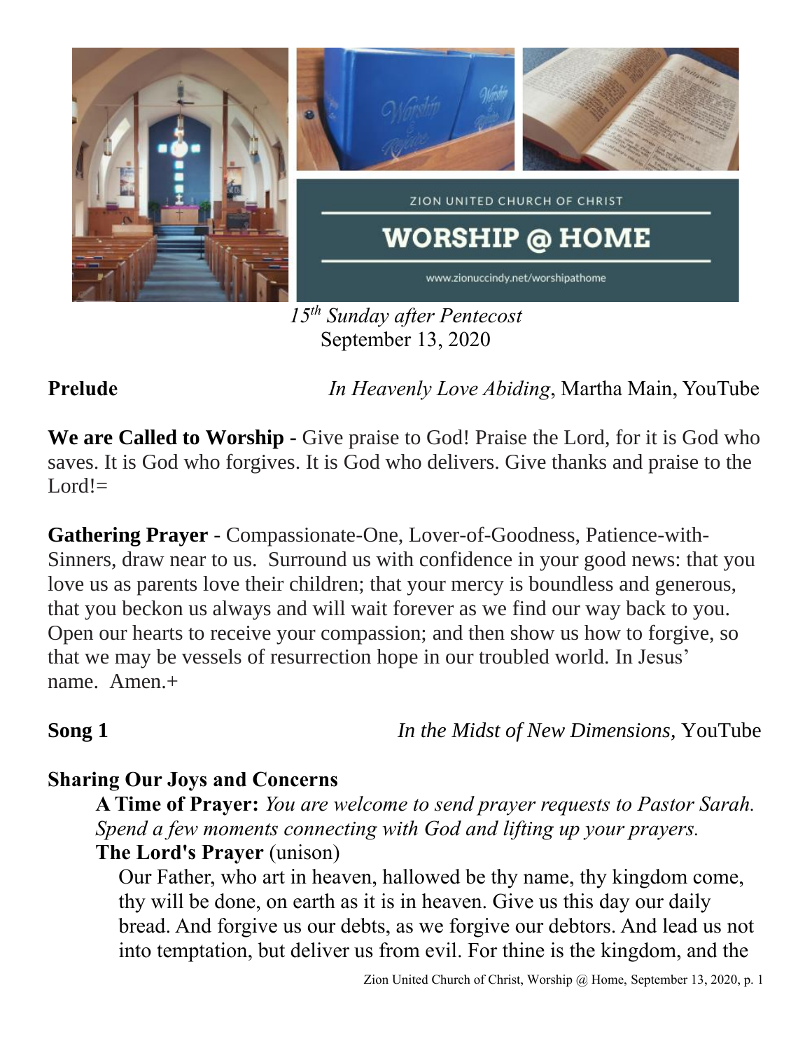ZION UNITED CHURCH OF CHRIST

# WORSHIP @ HOME

www.zionuccindy.net/worshipathome

*15th Sunday after Pentecost*
September 13, 2020

**Prelude** *In Heavenly Love Abiding*, Martha Main, YouTube

**We are Called to Worship -** Give praise to God! Praise the Lord, for it is God who saves. It is God who forgives. It is God who delivers. Give thanks and praise to the Lord!=

**Gathering Prayer** - Compassionate-One, Lover-of-Goodness, Patience-with-Sinners, draw near to us. Surround us with confidence in your good news: that you love us as parents love their children; that your mercy is boundless and generous, that you beckon us always and will wait forever as we find our way back to you. Open our hearts to receive your compassion; and then show us how to forgive, so that we may be vessels of resurrection hope in our troubled world. In Jesus' name. Amen.+

**Song 1** *In the Midst of New Dimensions,* YouTube

**Sharing Our Joys and Concerns**

**A Time of Prayer:** *You are welcome to send prayer requests to Pastor Sarah. Spend a few moments connecting with God and lifting up your prayers.*

**The Lord's Prayer** (unison)

Our Father, who art in heaven, hallowed be thy name, thy kingdom come, thy will be done, on earth as it is in heaven. Give us this day our daily bread. And forgive us our debts, as we forgive our debtors. And lead us not into temptation, but deliver us from evil. For thine is the kingdom, and the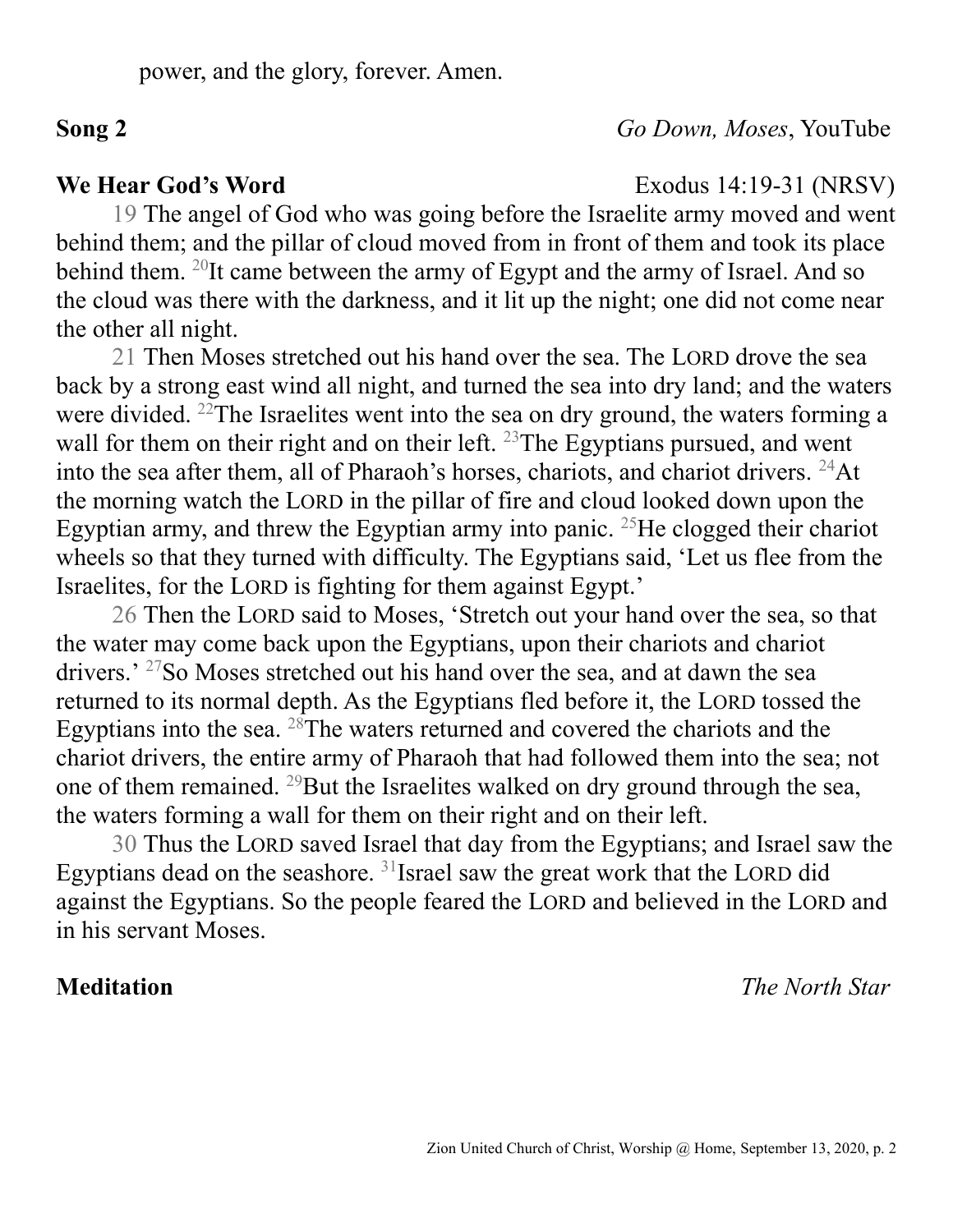power, and the glory, forever. Amen.

**Song 2** *Go Down, Moses*, YouTube

**We Hear God's Word** Exodus 14:19-31 (NRSV)

19 The angel of God who was going before the Israelite army moved and went behind them; and the pillar of cloud moved from in front of them and took its place behind them. [20]It came between the army of Egypt and the army of Israel. And so the cloud was there with the darkness, and it lit up the night; one did not come near the other all night.

21 Then Moses stretched out his hand over the sea. The LORD drove the sea back by a strong east wind all night, and turned the sea into dry land; and the waters were divided. [22]The Israelites went into the sea on dry ground, the waters forming a wall for them on their right and on their left. [23]The Egyptians pursued, and went into the sea after them, all of Pharaoh's horses, chariots, and chariot drivers. [24]At the morning watch the LORD in the pillar of fire and cloud looked down upon the Egyptian army, and threw the Egyptian army into panic. [25]He clogged their chariot wheels so that they turned with difficulty. The Egyptians said, 'Let us flee from the Israelites, for the LORD is fighting for them against Egypt.'

26 Then the LORD said to Moses, 'Stretch out your hand over the sea, so that the water may come back upon the Egyptians, upon their chariots and chariot drivers.' [27]So Moses stretched out his hand over the sea, and at dawn the sea returned to its normal depth. As the Egyptians fled before it, the LORD tossed the Egyptians into the sea. [28]The waters returned and covered the chariots and the chariot drivers, the entire army of Pharaoh that had followed them into the sea; not one of them remained. [29]But the Israelites walked on dry ground through the sea, the waters forming a wall for them on their right and on their left.

30 Thus the LORD saved Israel that day from the Egyptians; and Israel saw the Egyptians dead on the seashore. [31]Israel saw the great work that the LORD did against the Egyptians. So the people feared the LORD and believed in the LORD and in his servant Moses.

**Meditation** *The North Star*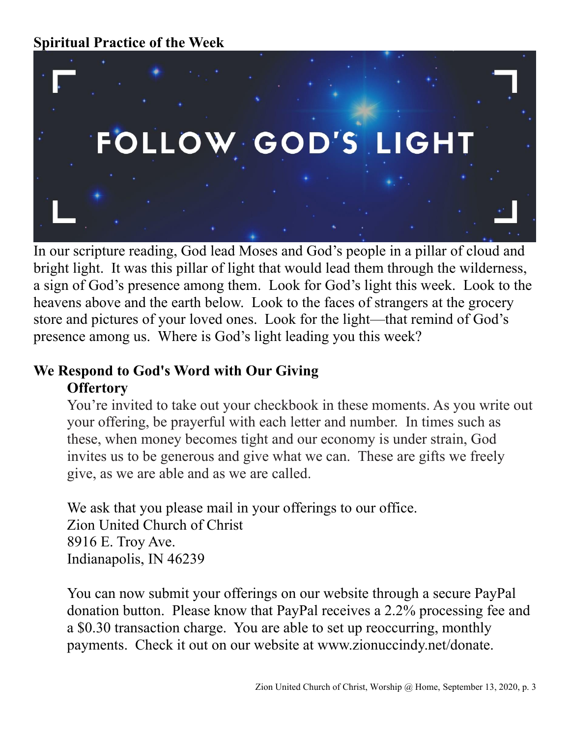**Spiritual Practice of the Week**

FOLLOW GOD'S LIGHT

In our scripture reading, God lead Moses and God's people in a pillar of cloud and bright light. It was this pillar of light that would lead them through the wilderness, a sign of God's presence among them. Look for God's light this week. Look to the heavens above and the earth below. Look to the faces of strangers at the grocery store and pictures of your loved ones. Look for the light—that remind of God's presence among us. Where is God's light leading you this week?

## We Respond to God's Word with Our Giving

### Offertory

You're invited to take out your checkbook in these moments. As you write out your offering, be prayerful with each letter and number. In times such as these, when money becomes tight and our economy is under strain, God invites us to be generous and give what we can. These are gifts we freely give, as we are able and as we are called.

We ask that you please mail in your offerings to our office.
Zion United Church of Christ
8916 E. Troy Ave.
Indianapolis, IN 46239

You can now submit your offerings on our website through a secure PayPal donation button. Please know that PayPal receives a 2.2% processing fee and a $0.30 transaction charge. You are able to set up reoccurring, monthly payments. Check it out on our website at www.zionuccindy.net/donate.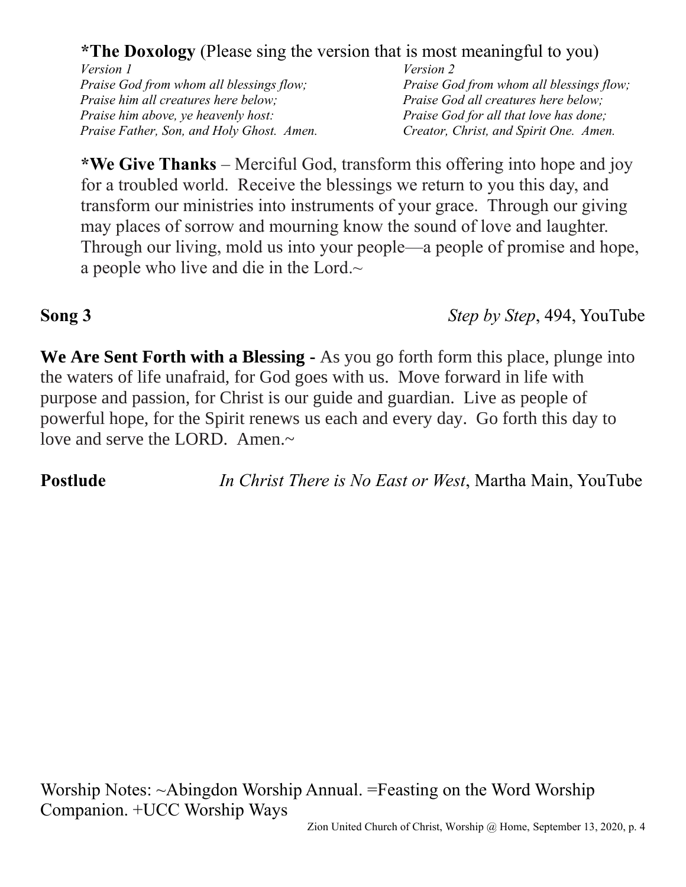**\*The Doxology** (Please sing the version that is most meaningful to you)

*Version 1*
*Praise God from whom all blessings flow;*
*Praise him all creatures here below;*
*Praise him above, ye heavenly host:*
*Praise Father, Son, and Holy Ghost. Amen.*

*Version 2*
*Praise God from whom all blessings flow;*
*Praise God all creatures here below;*
*Praise God for all that love has done;*
*Creator, Christ, and Spirit One. Amen.*

**\*We Give Thanks** – Merciful God, transform this offering into hope and joy for a troubled world. Receive the blessings we return to you this day, and transform our ministries into instruments of your grace. Through our giving may places of sorrow and mourning know the sound of love and laughter. Through our living, mold us into your people—a people of promise and hope, a people who live and die in the Lord.~

**Song 3** *Step by Step*, 494, YouTube

**We Are Sent Forth with a Blessing -** As you go forth form this place, plunge into the waters of life unafraid, for God goes with us. Move forward in life with purpose and passion, for Christ is our guide and guardian. Live as people of powerful hope, for the Spirit renews us each and every day. Go forth this day to love and serve the LORD. Amen.~

**Postlude** *In Christ There is No East or West*, Martha Main, YouTube

Worship Notes: ~Abingdon Worship Annual. =Feasting on the Word Worship Companion. +UCC Worship Ways